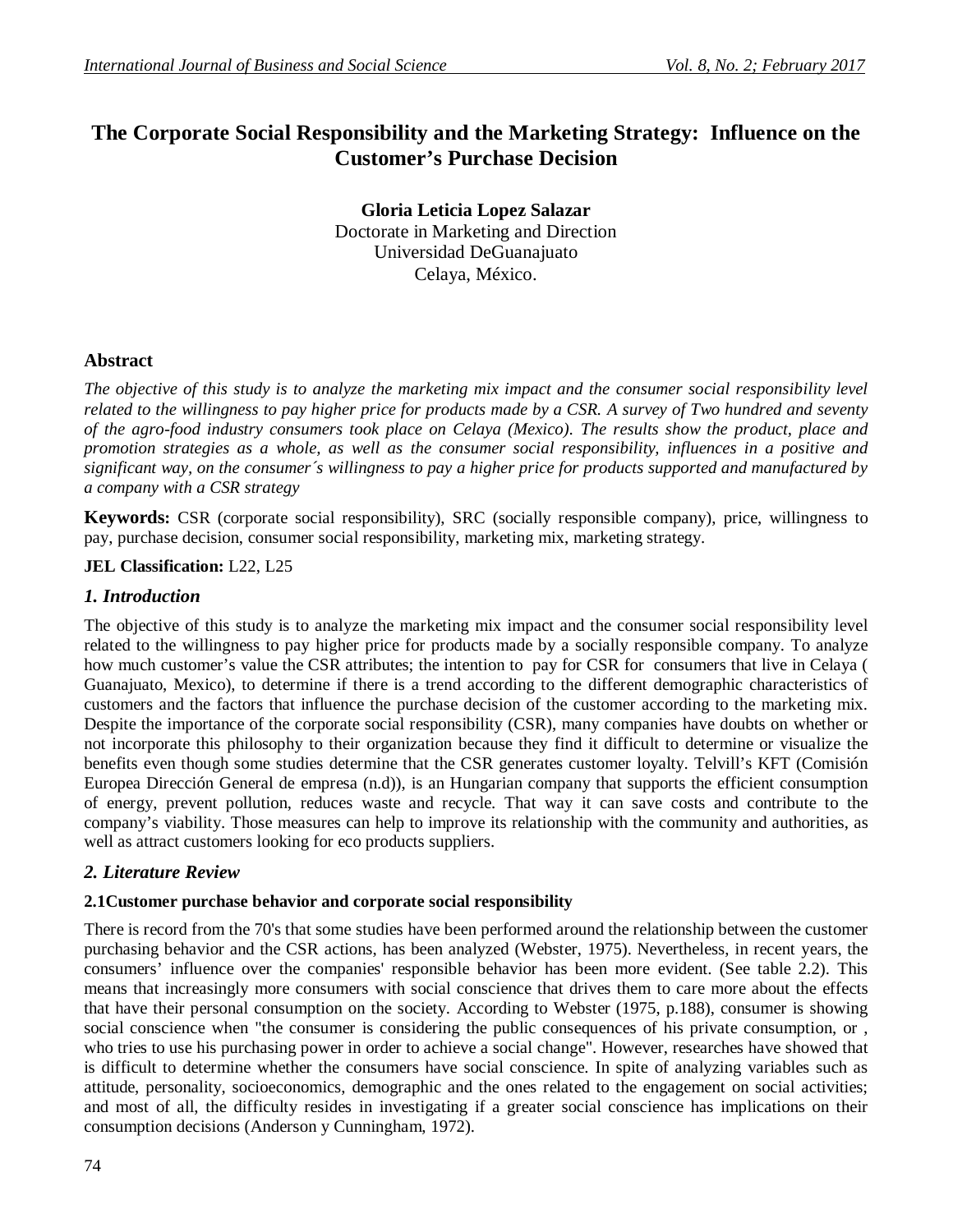# The Corporate Social Responsibility and the Marketing Strategy: Influence on the Customer's Purchase Decision

**Gloria Leticia Lopez Salazar**
Doctorate in Marketing and Direction
Universidad DeGuanajuato
Celaya, México.

## Abstract

*The objective of this study is to analyze the marketing mix impact and the consumer social responsibility level related to the willingness to pay higher price for products made by a CSR. A survey of Two hundred and seventy of the agro-food industry consumers took place on Celaya (Mexico). The results show the product, place and promotion strategies as a whole, as well as the consumer social responsibility, influences in a positive and significant way, on the consumer´s willingness to pay a higher price for products supported and manufactured by a company with a CSR strategy*

**Keywords:** CSR (corporate social responsibility), SRC (socially responsible company), price, willingness to pay, purchase decision, consumer social responsibility, marketing mix, marketing strategy.

**JEL Classification:** L22, L25

## *1. Introduction*

The objective of this study is to analyze the marketing mix impact and the consumer social responsibility level related to the willingness to pay higher price for products made by a socially responsible company. To analyze how much customer's value the CSR attributes; the intention to pay for CSR for consumers that live in Celaya ( Guanajuato, Mexico), to determine if there is a trend according to the different demographic characteristics of customers and the factors that influence the purchase decision of the customer according to the marketing mix. Despite the importance of the corporate social responsibility (CSR), many companies have doubts on whether or not incorporate this philosophy to their organization because they find it difficult to determine or visualize the benefits even though some studies determine that the CSR generates customer loyalty. Telvill's KFT (Comisión Europea Dirección General de empresa (n.d)), is an Hungarian company that supports the efficient consumption of energy, prevent pollution, reduces waste and recycle. That way it can save costs and contribute to the company's viability. Those measures can help to improve its relationship with the community and authorities, as well as attract customers looking for eco products suppliers.

## *2. Literature Review*

### 2.1Customer purchase behavior and corporate social responsibility

There is record from the 70's that some studies have been performed around the relationship between the customer purchasing behavior and the CSR actions, has been analyzed (Webster, 1975). Nevertheless, in recent years, the consumers' influence over the companies' responsible behavior has been more evident. (See table 2.2). This means that increasingly more consumers with social conscience that drives them to care more about the effects that have their personal consumption on the society. According to Webster (1975, p.188), consumer is showing social conscience when "the consumer is considering the public consequences of his private consumption, or , who tries to use his purchasing power in order to achieve a social change". However, researches have showed that is difficult to determine whether the consumers have social conscience. In spite of analyzing variables such as attitude, personality, socioeconomics, demographic and the ones related to the engagement on social activities; and most of all, the difficulty resides in investigating if a greater social conscience has implications on their consumption decisions (Anderson y Cunningham, 1972).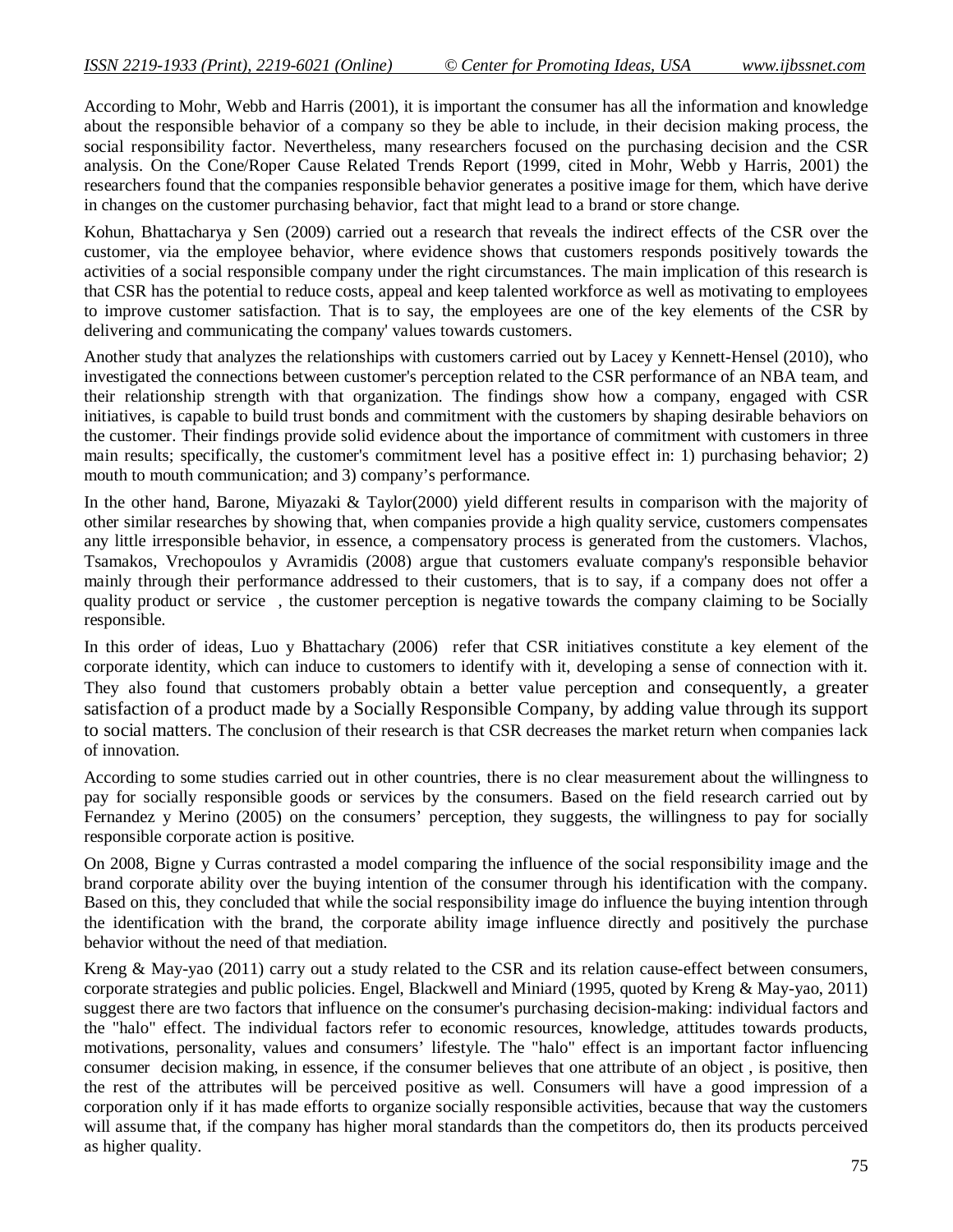According to Mohr, Webb and Harris (2001), it is important the consumer has all the information and knowledge about the responsible behavior of a company so they be able to include, in their decision making process, the social responsibility factor. Nevertheless, many researchers focused on the purchasing decision and the CSR analysis. On the Cone/Roper Cause Related Trends Report (1999, cited in Mohr, Webb y Harris, 2001) the researchers found that the companies responsible behavior generates a positive image for them, which have derive in changes on the customer purchasing behavior, fact that might lead to a brand or store change.

Kohun, Bhattacharya y Sen (2009) carried out a research that reveals the indirect effects of the CSR over the customer, via the employee behavior, where evidence shows that customers responds positively towards the activities of a social responsible company under the right circumstances. The main implication of this research is that CSR has the potential to reduce costs, appeal and keep talented workforce as well as motivating to employees to improve customer satisfaction. That is to say, the employees are one of the key elements of the CSR by delivering and communicating the company' values towards customers.

Another study that analyzes the relationships with customers carried out by Lacey y Kennett-Hensel (2010), who investigated the connections between customer's perception related to the CSR performance of an NBA team, and their relationship strength with that organization. The findings show how a company, engaged with CSR initiatives, is capable to build trust bonds and commitment with the customers by shaping desirable behaviors on the customer. Their findings provide solid evidence about the importance of commitment with customers in three main results; specifically, the customer's commitment level has a positive effect in: 1) purchasing behavior; 2) mouth to mouth communication; and 3) company's performance.

In the other hand, Barone, Miyazaki & Taylor(2000) yield different results in comparison with the majority of other similar researches by showing that, when companies provide a high quality service, customers compensates any little irresponsible behavior, in essence, a compensatory process is generated from the customers. Vlachos, Tsamakos, Vrechopoulos y Avramidis (2008) argue that customers evaluate company's responsible behavior mainly through their performance addressed to their customers, that is to say, if a company does not offer a quality product or service , the customer perception is negative towards the company claiming to be Socially responsible.

In this order of ideas, Luo y Bhattachary (2006) refer that CSR initiatives constitute a key element of the corporate identity, which can induce to customers to identify with it, developing a sense of connection with it. They also found that customers probably obtain a better value perception and consequently, a greater satisfaction of a product made by a Socially Responsible Company, by adding value through its support to social matters. The conclusion of their research is that CSR decreases the market return when companies lack of innovation.

According to some studies carried out in other countries, there is no clear measurement about the willingness to pay for socially responsible goods or services by the consumers. Based on the field research carried out by Fernandez y Merino (2005) on the consumers' perception, they suggests, the willingness to pay for socially responsible corporate action is positive.

On 2008, Bigne y Curras contrasted a model comparing the influence of the social responsibility image and the brand corporate ability over the buying intention of the consumer through his identification with the company. Based on this, they concluded that while the social responsibility image do influence the buying intention through the identification with the brand, the corporate ability image influence directly and positively the purchase behavior without the need of that mediation.

Kreng & May-yao (2011) carry out a study related to the CSR and its relation cause-effect between consumers, corporate strategies and public policies. Engel, Blackwell and Miniard (1995, quoted by Kreng & May-yao, 2011) suggest there are two factors that influence on the consumer's purchasing decision-making: individual factors and the "halo" effect. The individual factors refer to economic resources, knowledge, attitudes towards products, motivations, personality, values and consumers' lifestyle. The "halo" effect is an important factor influencing consumer decision making, in essence, if the consumer believes that one attribute of an object , is positive, then the rest of the attributes will be perceived positive as well. Consumers will have a good impression of a corporation only if it has made efforts to organize socially responsible activities, because that way the customers will assume that, if the company has higher moral standards than the competitors do, then its products perceived as higher quality.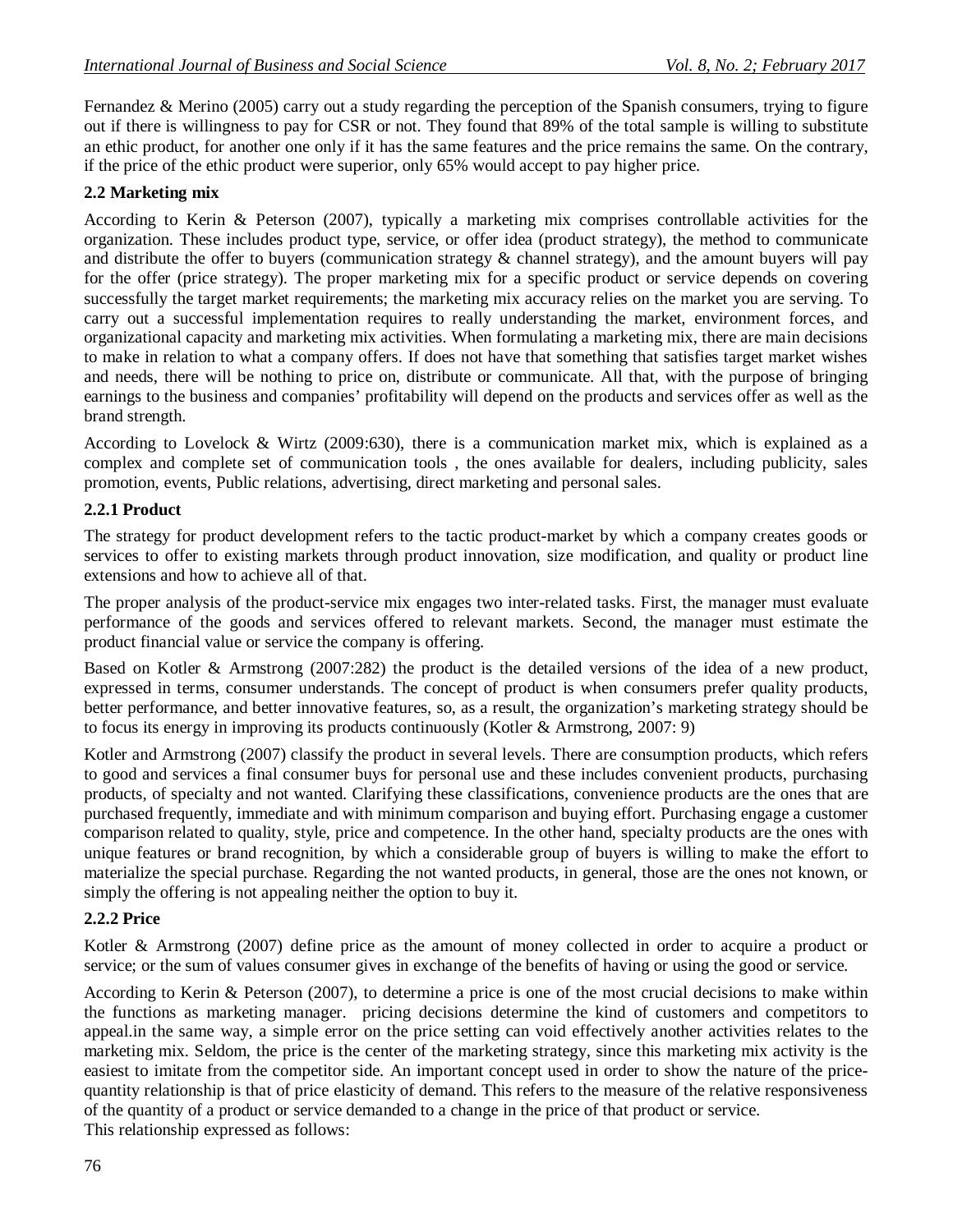Fernandez & Merino (2005) carry out a study regarding the perception of the Spanish consumers, trying to figure out if there is willingness to pay for CSR or not. They found that 89% of the total sample is willing to substitute an ethic product, for another one only if it has the same features and the price remains the same. On the contrary, if the price of the ethic product were superior, only 65% would accept to pay higher price.

### 2.2 Marketing mix

According to Kerin & Peterson (2007), typically a marketing mix comprises controllable activities for the organization. These includes product type, service, or offer idea (product strategy), the method to communicate and distribute the offer to buyers (communication strategy & channel strategy), and the amount buyers will pay for the offer (price strategy). The proper marketing mix for a specific product or service depends on covering successfully the target market requirements; the marketing mix accuracy relies on the market you are serving. To carry out a successful implementation requires to really understanding the market, environment forces, and organizational capacity and marketing mix activities. When formulating a marketing mix, there are main decisions to make in relation to what a company offers. If does not have that something that satisfies target market wishes and needs, there will be nothing to price on, distribute or communicate. All that, with the purpose of bringing earnings to the business and companies' profitability will depend on the products and services offer as well as the brand strength.

According to Lovelock & Wirtz (2009:630), there is a communication market mix, which is explained as a complex and complete set of communication tools , the ones available for dealers, including publicity, sales promotion, events, Public relations, advertising, direct marketing and personal sales.

#### 2.2.1 Product

The strategy for product development refers to the tactic product-market by which a company creates goods or services to offer to existing markets through product innovation, size modification, and quality or product line extensions and how to achieve all of that.

The proper analysis of the product-service mix engages two inter-related tasks. First, the manager must evaluate performance of the goods and services offered to relevant markets. Second, the manager must estimate the product financial value or service the company is offering.

Based on Kotler & Armstrong (2007:282) the product is the detailed versions of the idea of a new product, expressed in terms, consumer understands. The concept of product is when consumers prefer quality products, better performance, and better innovative features, so, as a result, the organization's marketing strategy should be to focus its energy in improving its products continuously (Kotler & Armstrong, 2007: 9)

Kotler and Armstrong (2007) classify the product in several levels. There are consumption products, which refers to good and services a final consumer buys for personal use and these includes convenient products, purchasing products, of specialty and not wanted. Clarifying these classifications, convenience products are the ones that are purchased frequently, immediate and with minimum comparison and buying effort. Purchasing engage a customer comparison related to quality, style, price and competence. In the other hand, specialty products are the ones with unique features or brand recognition, by which a considerable group of buyers is willing to make the effort to materialize the special purchase. Regarding the not wanted products, in general, those are the ones not known, or simply the offering is not appealing neither the option to buy it.

#### 2.2.2 Price

Kotler & Armstrong (2007) define price as the amount of money collected in order to acquire a product or service; or the sum of values consumer gives in exchange of the benefits of having or using the good or service.

According to Kerin & Peterson (2007), to determine a price is one of the most crucial decisions to make within the functions as marketing manager. pricing decisions determine the kind of customers and competitors to appeal.in the same way, a simple error on the price setting can void effectively another activities relates to the marketing mix. Seldom, the price is the center of the marketing strategy, since this marketing mix activity is the easiest to imitate from the competitor side. An important concept used in order to show the nature of the price-quantity relationship is that of price elasticity of demand. This refers to the measure of the relative responsiveness of the quantity of a product or service demanded to a change in the price of that product or service.
This relationship expressed as follows: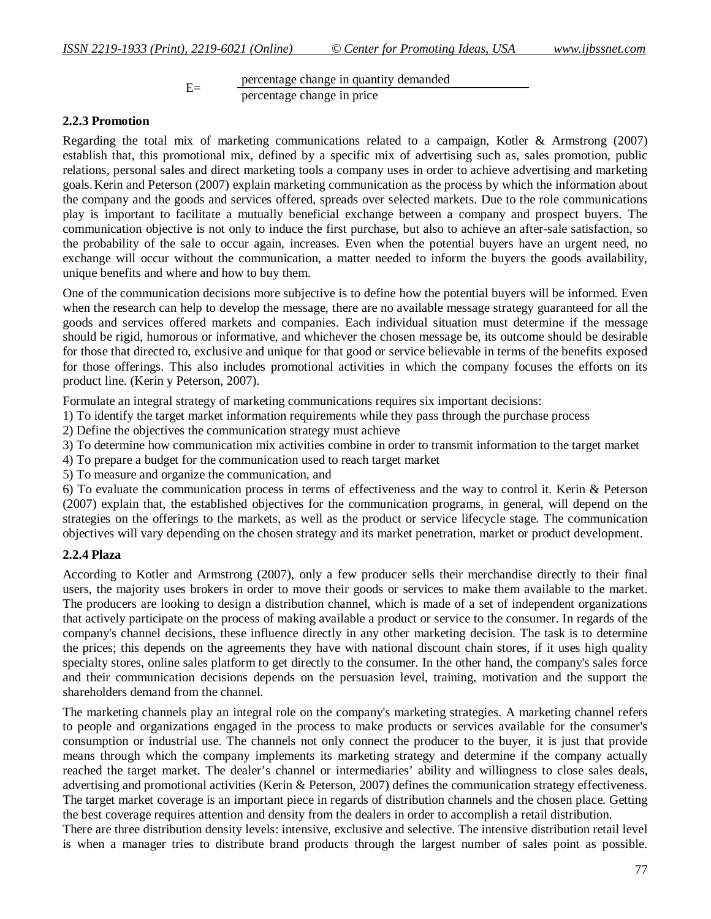$$E = \frac{\text{percentage change in quantity demanded}}{\text{percentage change in price}}$$

### 2.2.3 Promotion

Regarding the total mix of marketing communications related to a campaign, Kotler & Armstrong (2007) establish that, this promotional mix, defined by a specific mix of advertising such as, sales promotion, public relations, personal sales and direct marketing tools a company uses in order to achieve advertising and marketing goals. Kerin and Peterson (2007) explain marketing communication as the process by which the information about the company and the goods and services offered, spreads over selected markets. Due to the role communications play is important to facilitate a mutually beneficial exchange between a company and prospect buyers. The communication objective is not only to induce the first purchase, but also to achieve an after-sale satisfaction, so the probability of the sale to occur again, increases. Even when the potential buyers have an urgent need, no exchange will occur without the communication, a matter needed to inform the buyers the goods availability, unique benefits and where and how to buy them.

One of the communication decisions more subjective is to define how the potential buyers will be informed. Even when the research can help to develop the message, there are no available message strategy guaranteed for all the goods and services offered markets and companies. Each individual situation must determine if the message should be rigid, humorous or informative, and whichever the chosen message be, its outcome should be desirable for those that directed to, exclusive and unique for that good or service believable in terms of the benefits exposed for those offerings. This also includes promotional activities in which the company focuses the efforts on its product line. (Kerin y Peterson, 2007).

Formulate an integral strategy of marketing communications requires six important decisions:

1) To identify the target market information requirements while they pass through the purchase process
2) Define the objectives the communication strategy must achieve
3) To determine how communication mix activities combine in order to transmit information to the target market
4) To prepare a budget for the communication used to reach target market
5) To measure and organize the communication, and
6) To evaluate the communication process in terms of effectiveness and the way to control it. Kerin & Peterson (2007) explain that, the established objectives for the communication programs, in general, will depend on the strategies on the offerings to the markets, as well as the product or service lifecycle stage. The communication objectives will vary depending on the chosen strategy and its market penetration, market or product development.

### 2.2.4 Plaza

According to Kotler and Armstrong (2007), only a few producer sells their merchandise directly to their final users, the majority uses brokers in order to move their goods or services to make them available to the market. The producers are looking to design a distribution channel, which is made of a set of independent organizations that actively participate on the process of making available a product or service to the consumer. In regards of the company's channel decisions, these influence directly in any other marketing decision. The task is to determine the prices; this depends on the agreements they have with national discount chain stores, if it uses high quality specialty stores, online sales platform to get directly to the consumer. In the other hand, the company's sales force and their communication decisions depends on the persuasion level, training, motivation and the support the shareholders demand from the channel.

The marketing channels play an integral role on the company's marketing strategies. A marketing channel refers to people and organizations engaged in the process to make products or services available for the consumer's consumption or industrial use. The channels not only connect the producer to the buyer, it is just that provide means through which the company implements its marketing strategy and determine if the company actually reached the target market. The dealer's channel or intermediaries' ability and willingness to close sales deals, advertising and promotional activities (Kerin & Peterson, 2007) defines the communication strategy effectiveness. The target market coverage is an important piece in regards of distribution channels and the chosen place. Getting the best coverage requires attention and density from the dealers in order to accomplish a retail distribution.

There are three distribution density levels: intensive, exclusive and selective. The intensive distribution retail level is when a manager tries to distribute brand products through the largest number of sales point as possible.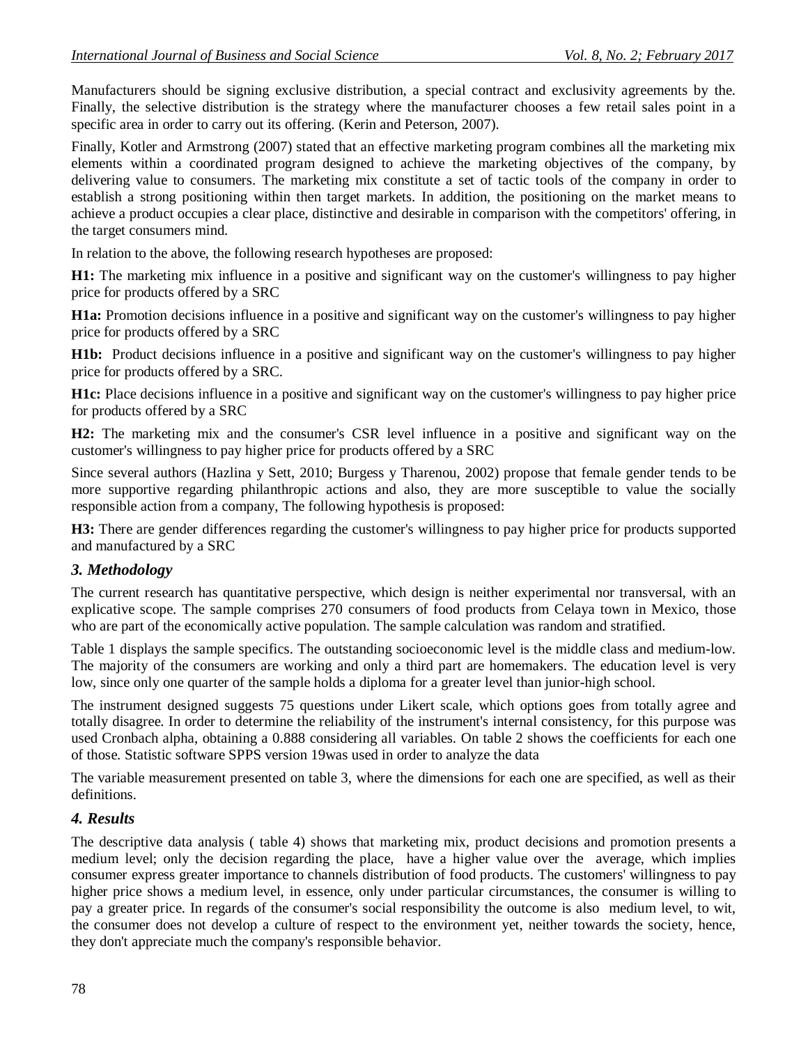Manufacturers should be signing exclusive distribution, a special contract and exclusivity agreements by the. Finally, the selective distribution is the strategy where the manufacturer chooses a few retail sales point in a specific area in order to carry out its offering. (Kerin and Peterson, 2007).

Finally, Kotler and Armstrong (2007) stated that an effective marketing program combines all the marketing mix elements within a coordinated program designed to achieve the marketing objectives of the company, by delivering value to consumers. The marketing mix constitute a set of tactic tools of the company in order to establish a strong positioning within then target markets. In addition, the positioning on the market means to achieve a product occupies a clear place, distinctive and desirable in comparison with the competitors' offering, in the target consumers mind.

In relation to the above, the following research hypotheses are proposed:

**H1:** The marketing mix influence in a positive and significant way on the customer's willingness to pay higher price for products offered by a SRC

**H1a:** Promotion decisions influence in a positive and significant way on the customer's willingness to pay higher price for products offered by a SRC

**H1b:** Product decisions influence in a positive and significant way on the customer's willingness to pay higher price for products offered by a SRC.

**H1c:** Place decisions influence in a positive and significant way on the customer's willingness to pay higher price for products offered by a SRC

**H2:** The marketing mix and the consumer's CSR level influence in a positive and significant way on the customer's willingness to pay higher price for products offered by a SRC

Since several authors (Hazlina y Sett, 2010; Burgess y Tharenou, 2002) propose that female gender tends to be more supportive regarding philanthropic actions and also, they are more susceptible to value the socially responsible action from a company, The following hypothesis is proposed:

**H3:** There are gender differences regarding the customer's willingness to pay higher price for products supported and manufactured by a SRC

## *3. Methodology*

The current research has quantitative perspective, which design is neither experimental nor transversal, with an explicative scope. The sample comprises 270 consumers of food products from Celaya town in Mexico, those who are part of the economically active population. The sample calculation was random and stratified.

Table 1 displays the sample specifics. The outstanding socioeconomic level is the middle class and medium-low. The majority of the consumers are working and only a third part are homemakers. The education level is very low, since only one quarter of the sample holds a diploma for a greater level than junior-high school.

The instrument designed suggests 75 questions under Likert scale, which options goes from totally agree and totally disagree. In order to determine the reliability of the instrument's internal consistency, for this purpose was used Cronbach alpha, obtaining a 0.888 considering all variables. On table 2 shows the coefficients for each one of those. Statistic software SPPS version 19was used in order to analyze the data

The variable measurement presented on table 3, where the dimensions for each one are specified, as well as their definitions.

## *4. Results*

The descriptive data analysis ( table 4) shows that marketing mix, product decisions and promotion presents a medium level; only the decision regarding the place, have a higher value over the average, which implies consumer express greater importance to channels distribution of food products. The customers' willingness to pay higher price shows a medium level, in essence, only under particular circumstances, the consumer is willing to pay a greater price. In regards of the consumer's social responsibility the outcome is also medium level, to wit, the consumer does not develop a culture of respect to the environment yet, neither towards the society, hence, they don't appreciate much the company's responsible behavior.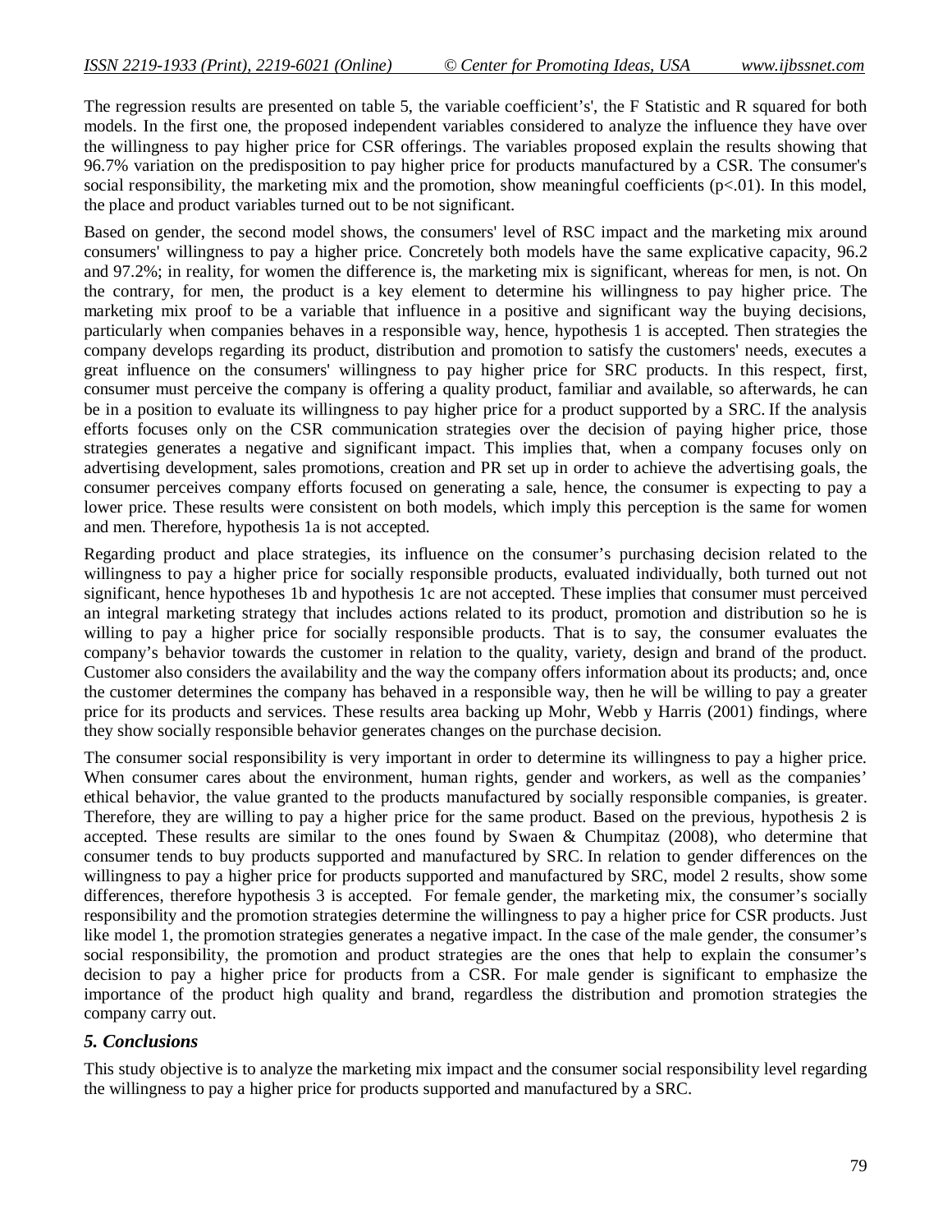The regression results are presented on table 5, the variable coefficient's', the F Statistic and R squared for both models. In the first one, the proposed independent variables considered to analyze the influence they have over the willingness to pay higher price for CSR offerings. The variables proposed explain the results showing that 96.7% variation on the predisposition to pay higher price for products manufactured by a CSR. The consumer's social responsibility, the marketing mix and the promotion, show meaningful coefficients ($p<.01$). In this model, the place and product variables turned out to be not significant.

Based on gender, the second model shows, the consumers' level of RSC impact and the marketing mix around consumers' willingness to pay a higher price. Concretely both models have the same explicative capacity, 96.2 and 97.2%; in reality, for women the difference is, the marketing mix is significant, whereas for men, is not. On the contrary, for men, the product is a key element to determine his willingness to pay higher price. The marketing mix proof to be a variable that influence in a positive and significant way the buying decisions, particularly when companies behaves in a responsible way, hence, hypothesis 1 is accepted. Then strategies the company develops regarding its product, distribution and promotion to satisfy the customers' needs, executes a great influence on the consumers' willingness to pay higher price for SRC products. In this respect, first, consumer must perceive the company is offering a quality product, familiar and available, so afterwards, he can be in a position to evaluate its willingness to pay higher price for a product supported by a SRC. If the analysis efforts focuses only on the CSR communication strategies over the decision of paying higher price, those strategies generates a negative and significant impact. This implies that, when a company focuses only on advertising development, sales promotions, creation and PR set up in order to achieve the advertising goals, the consumer perceives company efforts focused on generating a sale, hence, the consumer is expecting to pay a lower price. These results were consistent on both models, which imply this perception is the same for women and men. Therefore, hypothesis 1a is not accepted.

Regarding product and place strategies, its influence on the consumer's purchasing decision related to the willingness to pay a higher price for socially responsible products, evaluated individually, both turned out not significant, hence hypotheses 1b and hypothesis 1c are not accepted. These implies that consumer must perceived an integral marketing strategy that includes actions related to its product, promotion and distribution so he is willing to pay a higher price for socially responsible products. That is to say, the consumer evaluates the company's behavior towards the customer in relation to the quality, variety, design and brand of the product. Customer also considers the availability and the way the company offers information about its products; and, once the customer determines the company has behaved in a responsible way, then he will be willing to pay a greater price for its products and services. These results area backing up Mohr, Webb y Harris (2001) findings, where they show socially responsible behavior generates changes on the purchase decision.

The consumer social responsibility is very important in order to determine its willingness to pay a higher price. When consumer cares about the environment, human rights, gender and workers, as well as the companies' ethical behavior, the value granted to the products manufactured by socially responsible companies, is greater. Therefore, they are willing to pay a higher price for the same product. Based on the previous, hypothesis 2 is accepted. These results are similar to the ones found by Swaen & Chumpitaz (2008), who determine that consumer tends to buy products supported and manufactured by SRC. In relation to gender differences on the willingness to pay a higher price for products supported and manufactured by SRC, model 2 results, show some differences, therefore hypothesis 3 is accepted. For female gender, the marketing mix, the consumer's socially responsibility and the promotion strategies determine the willingness to pay a higher price for CSR products. Just like model 1, the promotion strategies generates a negative impact. In the case of the male gender, the consumer's social responsibility, the promotion and product strategies are the ones that help to explain the consumer's decision to pay a higher price for products from a CSR. For male gender is significant to emphasize the importance of the product high quality and brand, regardless the distribution and promotion strategies the company carry out.

## *5. Conclusions*

This study objective is to analyze the marketing mix impact and the consumer social responsibility level regarding the willingness to pay a higher price for products supported and manufactured by a SRC.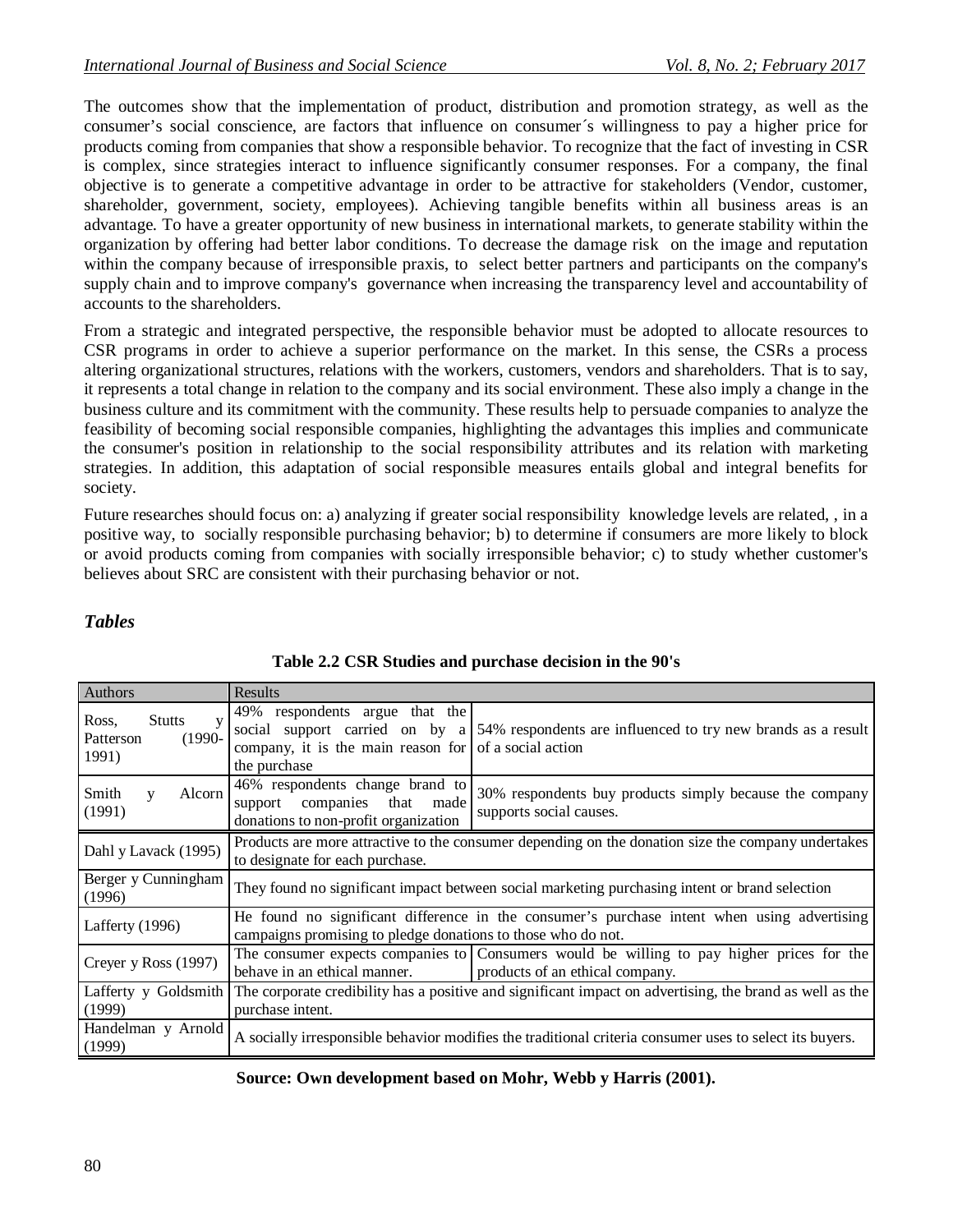The outcomes show that the implementation of product, distribution and promotion strategy, as well as the consumer's social conscience, are factors that influence on consumer´s willingness to pay a higher price for products coming from companies that show a responsible behavior. To recognize that the fact of investing in CSR is complex, since strategies interact to influence significantly consumer responses. For a company, the final objective is to generate a competitive advantage in order to be attractive for stakeholders (Vendor, customer, shareholder, government, society, employees). Achieving tangible benefits within all business areas is an advantage. To have a greater opportunity of new business in international markets, to generate stability within the organization by offering had better labor conditions. To decrease the damage risk on the image and reputation within the company because of irresponsible praxis, to select better partners and participants on the company's supply chain and to improve company's governance when increasing the transparency level and accountability of accounts to the shareholders.

From a strategic and integrated perspective, the responsible behavior must be adopted to allocate resources to CSR programs in order to achieve a superior performance on the market. In this sense, the CSRs a process altering organizational structures, relations with the workers, customers, vendors and shareholders. That is to say, it represents a total change in relation to the company and its social environment. These also imply a change in the business culture and its commitment with the community. These results help to persuade companies to analyze the feasibility of becoming social responsible companies, highlighting the advantages this implies and communicate the consumer's position in relationship to the social responsibility attributes and its relation with marketing strategies. In addition, this adaptation of social responsible measures entails global and integral benefits for society.

Future researches should focus on: a) analyzing if greater social responsibility knowledge levels are related, , in a positive way, to socially responsible purchasing behavior; b) to determine if consumers are more likely to block or avoid products coming from companies with socially irresponsible behavior; c) to study whether customer's believes about SRC are consistent with their purchasing behavior or not.

## *Tables*

**Table 2.2 CSR Studies and purchase decision in the 90's**

| Authors | Results | |
|---|---|---|
| Ross, Stutts y Patterson (1990-1991) | 49% respondents argue that the social support carried on by a company, it is the main reason for the purchase | 54% respondents are influenced to try new brands as a result of a social action |
| Smith y Alcorn (1991) | 46% respondents change brand to support companies that made donations to non-profit organization | 30% respondents buy products simply because the company supports social causes. |
| Dahl y Lavack (1995) | Products are more attractive to the consumer depending on the donation size the company undertakes to designate for each purchase. | |
| Berger y Cunningham (1996) | They found no significant impact between social marketing purchasing intent or brand selection | |
| Lafferty (1996) | He found no significant difference in the consumer's purchase intent when using advertising campaigns promising to pledge donations to those who do not. | |
| Creyer y Ross (1997) | The consumer expects companies to behave in an ethical manner. | Consumers would be willing to pay higher prices for the products of an ethical company. |
| Lafferty y Goldsmith (1999) | The corporate credibility has a positive and significant impact on advertising, the brand as well as the purchase intent. | |
| Handelman y Arnold (1999) | A socially irresponsible behavior modifies the traditional criteria consumer uses to select its buyers. | |

**Source: Own development based on Mohr, Webb y Harris (2001).**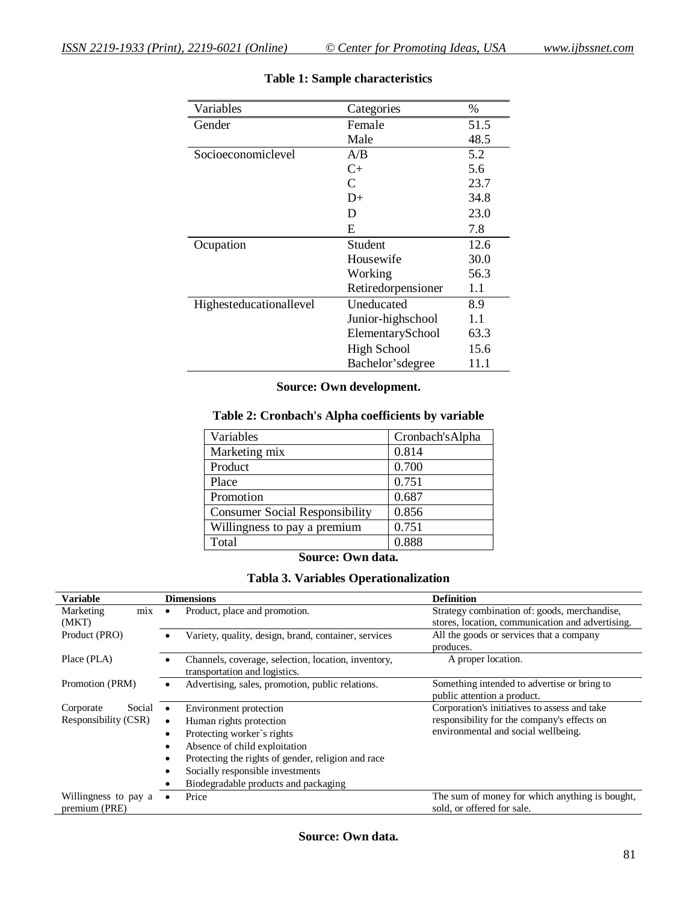**Table 1: Sample characteristics**

| Variables | Categories | % |
|---|---|---|
| Gender | Female | 51.5 |
| | Male | 48.5 |
| Socioeconomiclevel | A/B | 5.2 |
| | C+ | 5.6 |
| | C | 23.7 |
| | D+ | 34.8 |
| | D | 23.0 |
| | E | 7.8 |
| Ocupation | Student | 12.6 |
| | Housewife | 30.0 |
| | Working | 56.3 |
| | Retiredorpensioner | 1.1 |
| Highesteducationallevel | Uneducated | 8.9 |
| | Junior-highschool | 1.1 |
| | ElementarySchool | 63.3 |
| | High School | 15.6 |
| | Bachelor'sdegree | 11.1 |

**Source: Own development.**

**Table 2: Cronbach's Alpha coefficients by variable**

| Variables | Cronbach'sAlpha |
|---|---|
| Marketing mix | 0.814 |
| Product | 0.700 |
| Place | 0.751 |
| Promotion | 0.687 |
| Consumer Social Responsibility | 0.856 |
| Willingness to pay a premium | 0.751 |
| Total | 0.888 |

**Source: Own data.**

**Tabla 3. Variables Operationalization**

| Variable | Dimensions | Definition |
|---|---|---|
| Marketing mix (MKT) | • Product, place and promotion. | Strategy combination of: goods, merchandise, stores, location, communication and advertising. |
| Product (PRO) | • Variety, quality, design, brand, container, services | All the goods or services that a company produces. |
| Place (PLA) | • Channels, coverage, selection, location, inventory, transportation and logistics. | A proper location. |
| Promotion (PRM) | • Advertising, sales, promotion, public relations. | Something intended to advertise or bring to public attention a product. |
| Corporate Social Responsibility (CSR) | • Environment protection<br>• Human rights protection<br>• Protecting worker`s rights<br>• Absence of child exploitation<br>• Protecting the rights of gender, religion and race<br>• Socially responsible investments<br>• Biodegradable products and packaging | Corporation's initiatives to assess and take responsibility for the company's effects on environmental and social wellbeing. |
| Willingness to pay a premium (PRE) | • Price | The sum of money for which anything is bought, sold, or offered for sale. |

**Source: Own data.**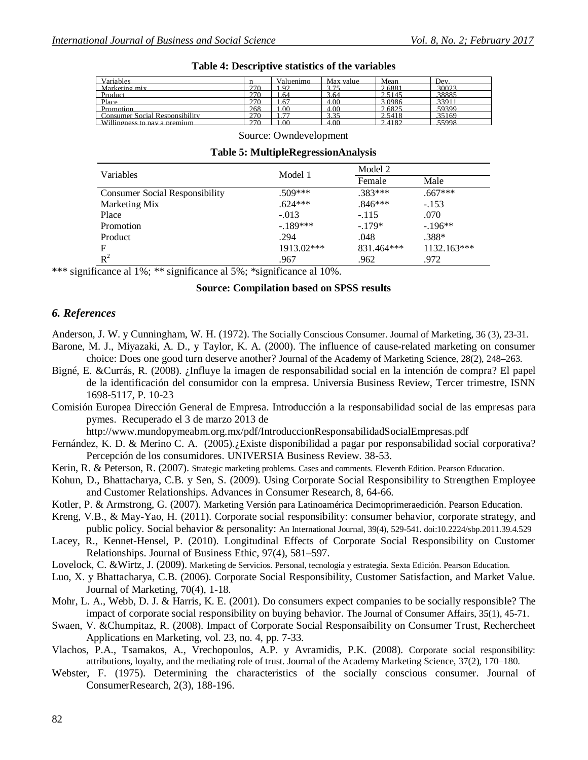**Table 4: Descriptive statistics of the variables**

| Variables | n | Valuenimo | Max value | Mean | Dev. |
|---|---|---|---|---|---|
| Marketing mix | 270 | 1.92 | 3.75 | 2.6881 | .30023 |
| Product | 270 | 1.64 | 3.64 | 2.5145 | .38885 |
| Place | 270 | 1.67 | 4.00 | 3.0986 | .33911 |
| Promotion | 268 | 1.00 | 4.00 | 2.6825 | .59399 |
| Consumer Social Responsibility | 270 | 1.77 | 3.35 | 2.5418 | .35169 |
| Willingness to pay a premium | 270 | 1.00 | 4.00 | 2.4182 | .55998 |

Source: Owndevelopment

**Table 5: MultipleRegressionAnalysis**

| Variables | Model 1 | Model 2 | |
|---|---|---|---|
| | | Female | Male |
| Consumer Social Responsibility | .509*** | .383*** | .667*** |
| Marketing Mix | .624*** | .846*** | -.153 |
| Place | -.013 | -.115 | .070 |
| Promotion | -.189*** | -.179* | -.196** |
| Product | .294 | .048 | .388* |
| F | 1913.02*** | 831.464*** | 1132.163*** |
| $R^2$ | .967 | .962 | .972 |

*** significance al 1%; ** significance al 5%; *significance al 10%.

**Source: Compilation based on SPSS results**

## *6. References*

Anderson, J. W. y Cunningham, W. H. (1972). The Socially Conscious Consumer. Journal of Marketing, 36 (3), 23-31.

Barone, M. J., Miyazaki, A. D., y Taylor, K. A. (2000). The influence of cause-related marketing on consumer choice: Does one good turn deserve another? Journal of the Academy of Marketing Science, 28(2), 248–263.

Bigné, E. &Currás, R. (2008). ¿Influye la imagen de responsabilidad social en la intención de compra? El papel de la identificación del consumidor con la empresa. Universia Business Review, Tercer trimestre, ISNN 1698-5117, P. 10-23

Comisión Europea Dirección General de Empresa. Introducción a la responsabilidad social de las empresas para pymes. Recuperado el 3 de marzo 2013 de http://www.mundopymeabm.org.mx/pdf/IntroduccionResponsabilidadSocialEmpresas.pdf

Fernández, K. D. & Merino C. A. (2005).¿Existe disponibilidad a pagar por responsabilidad social corporativa? Percepción de los consumidores. UNIVERSIA Business Review. 38-53.

Kerin, R. & Peterson, R. (2007). Strategic marketing problems. Cases and comments. Eleventh Edition. Pearson Education.

Kohun, D., Bhattacharya, C.B. y Sen, S. (2009). Using Corporate Social Responsibility to Strengthen Employee and Customer Relationships. Advances in Consumer Research, 8, 64-66.

Kotler, P. & Armstrong, G. (2007). Marketing Versión para Latinoamérica Decimoprimeraedición. Pearson Education.

Kreng, V.B., & May-Yao, H. (2011). Corporate social responsibility: consumer behavior, corporate strategy, and public policy. Social behavior & personality: An International Journal, 39(4), 529-541. doi:10.2224/sbp.2011.39.4.529

Lacey, R., Kennet-Hensel, P. (2010). Longitudinal Effects of Corporate Social Responsibility on Customer Relationships. Journal of Business Ethic, 97(4), 581–597.

Lovelock, C. &Wirtz, J. (2009). Marketing de Servicios. Personal, tecnología y estrategia. Sexta Edición. Pearson Education.

Luo, X. y Bhattacharya, C.B. (2006). Corporate Social Responsibility, Customer Satisfaction, and Market Value. Journal of Marketing, 70(4), 1-18.

Mohr, L. A., Webb, D. J. & Harris, K. E. (2001). Do consumers expect companies to be socially responsible? The impact of corporate social responsibility on buying behavior. The Journal of Consumer Affairs, 35(1), 45-71.

Swaen, V. &Chumpitaz, R. (2008). Impact of Corporate Social Responsaibility on Consumer Trust, Rechercheet Applications en Marketing, vol. 23, no. 4, pp. 7-33.

Vlachos, P.A., Tsamakos, A., Vrechopoulos, A.P. y Avramidis, P.K. (2008). Corporate social responsibility: attributions, loyalty, and the mediating role of trust. Journal of the Academy Marketing Science, 37(2), 170–180.

Webster, F. (1975). Determining the characteristics of the socially conscious consumer. Journal of ConsumerResearch, 2(3), 188-196.